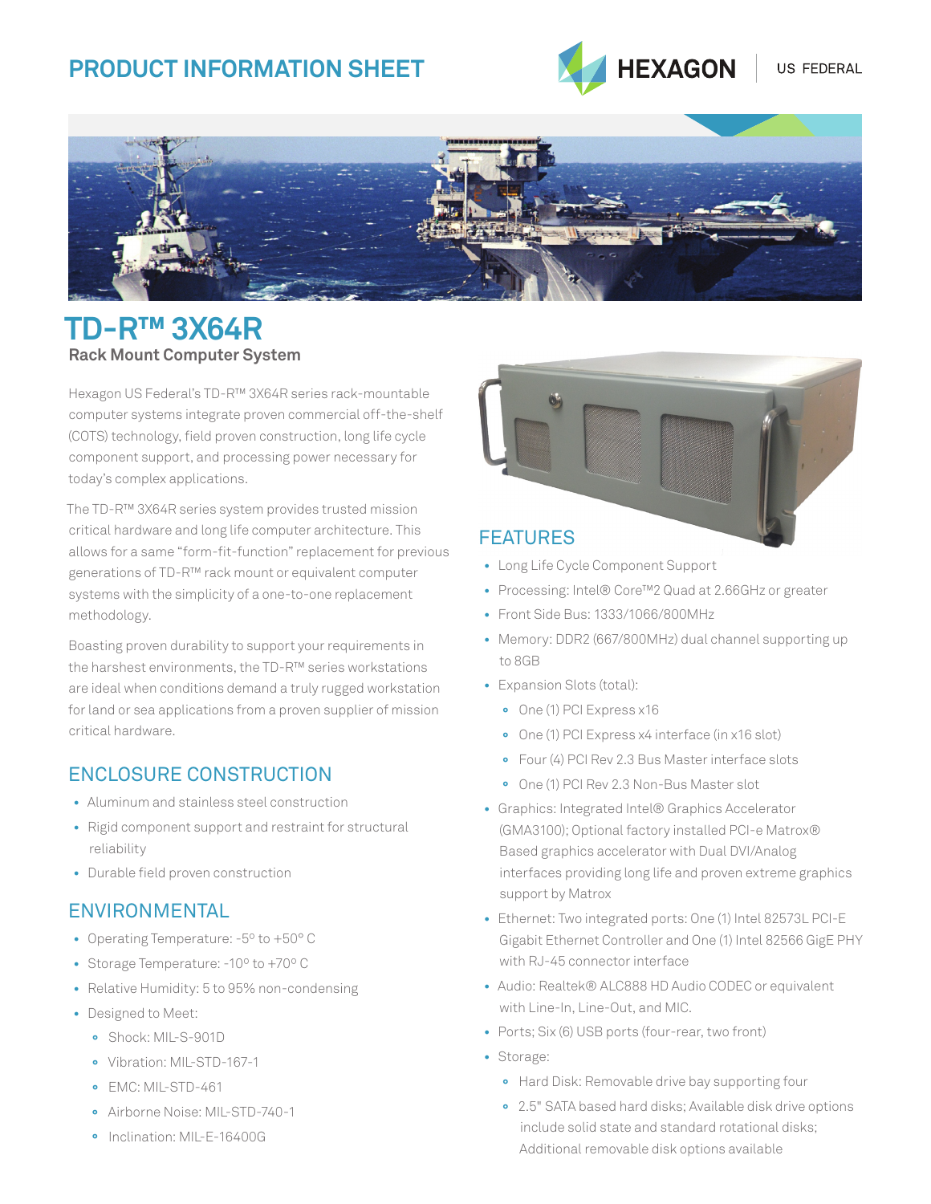# PRODUCT INFORMATION SHEET

HEXAGON | US FEDERAL

# TD-R™ 3X64R

**Rack Mount Computer System**

Hexagon US Federal's TD-R™ 3X64R series rack-mountable computer systems integrate proven commercial off-the-shelf (COTS) technology, field proven construction, long life cycle component support, and processing power necessary for today's complex applications.

The TD-R™ 3X64R series system provides trusted mission critical hardware and long life computer architecture. This allows for a same "form-fit-function" replacement for previous generations of TD-R™ rack mount or equivalent computer systems with the simplicity of a one-to-one replacement methodology.

Boasting proven durability to support your requirements in the harshest environments, the TD-R™ series workstations are ideal when conditions demand a truly rugged workstation for land or sea applications from a proven supplier of mission critical hardware.

## ENCLOSURE CONSTRUCTION

- Aluminum and stainless steel construction
- Rigid component support and restraint for structural reliability
- Durable field proven construction

## ENVIRONMENTAL

- Operating Temperature: -5° to +50° C
- Storage Temperature: -10° to +70° C
- Relative Humidity: 5 to 95% non-condensing
- Designed to Meet:
  - Shock: MIL-S-901D
  - Vibration: MIL-STD-167-1
  - EMC: MIL-STD-461
  - Airborne Noise: MIL-STD-740-1
  - Inclination: MIL-E-16400G

## FEATURES

- Long Life Cycle Component Support
- Processing: Intel® Core™2 Quad at 2.66GHz or greater
- Front Side Bus: 1333/1066/800MHz
- Memory: DDR2 (667/800MHz) dual channel supporting up to 8GB
- Expansion Slots (total):
  - One (1) PCI Express x16
  - One (1) PCI Express x4 interface (in x16 slot)
  - Four (4) PCI Rev 2.3 Bus Master interface slots
  - One (1) PCI Rev 2.3 Non-Bus Master slot
- Graphics: Integrated Intel® Graphics Accelerator (GMA3100); Optional factory installed PCI-e Matrox® Based graphics accelerator with Dual DVI/Analog interfaces providing long life and proven extreme graphics support by Matrox
- Ethernet: Two integrated ports: One (1) Intel 82573L PCI-E Gigabit Ethernet Controller and One (1) Intel 82566 GigE PHY with RJ-45 connector interface
- Audio: Realtek® ALC888 HD Audio CODEC or equivalent with Line-In, Line-Out, and MIC.
- Ports; Six (6) USB ports (four-rear, two front)
- Storage:
  - Hard Disk: Removable drive bay supporting four
  - 2.5" SATA based hard disks; Available disk drive options include solid state and standard rotational disks; Additional removable disk options available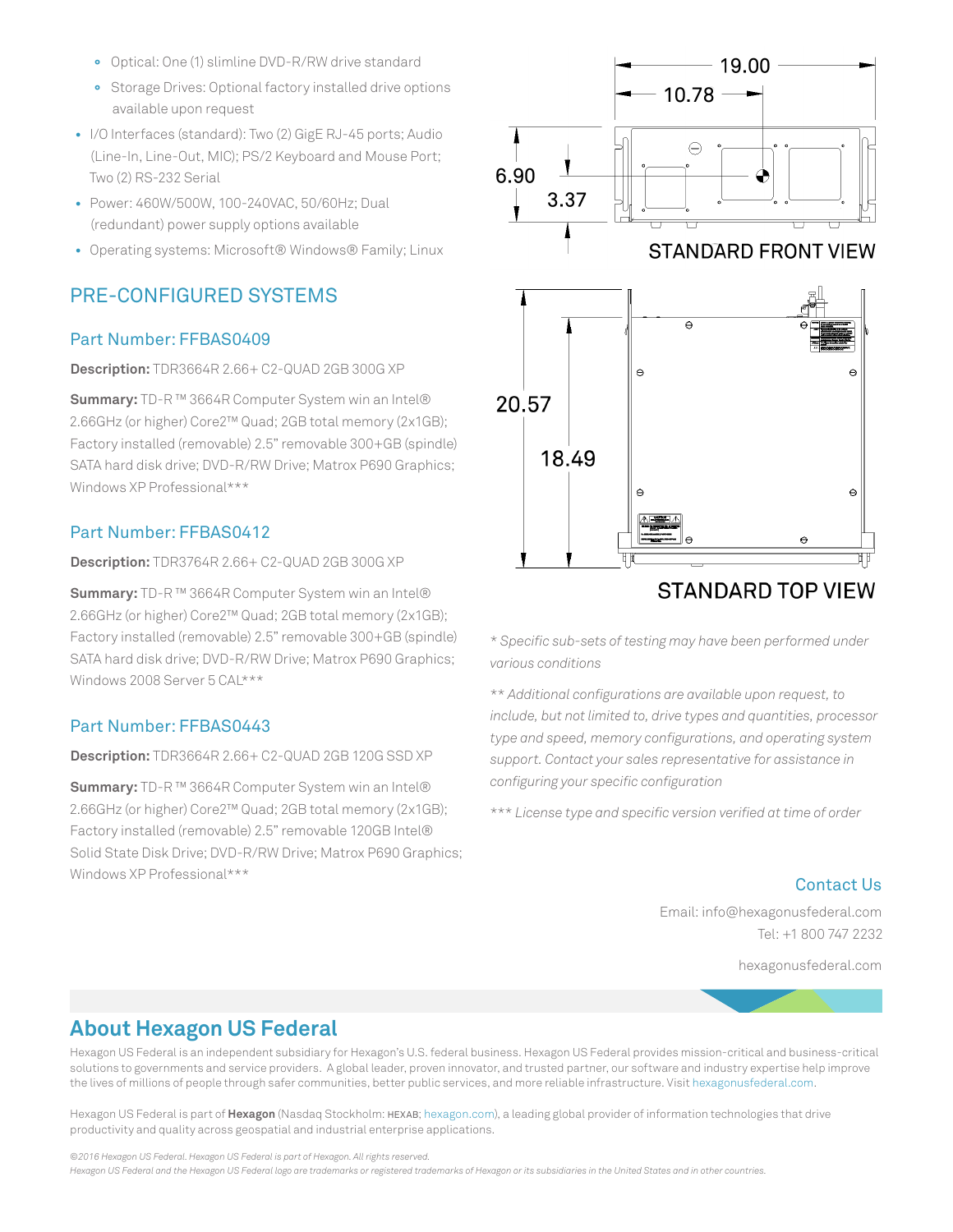- Optical: One (1) slimline DVD-R/RW drive standard
- Storage Drives: Optional factory installed drive options available upon request
- I/O Interfaces (standard): Two (2) GigE RJ-45 ports; Audio (Line-In, Line-Out, MIC); PS/2 Keyboard and Mouse Port; Two (2) RS-232 Serial
- Power: 460W/500W, 100-240VAC, 50/60Hz; Dual (redundant) power supply options available
- Operating systems: Microsoft® Windows® Family; Linux

## PRE-CONFIGURED SYSTEMS

### Part Number: FFBAS0409

**Description:** TDR3664R 2.66+ C2-QUAD 2GB 300G XP

**Summary:** TD-R ™ 3664R Computer System win an Intel® 2.66GHz (or higher) Core2™ Quad; 2GB total memory (2x1GB); Factory installed (removable) 2.5" removable 300+GB (spindle) SATA hard disk drive; DVD-R/RW Drive; Matrox P690 Graphics; Windows XP Professional***

### Part Number: FFBAS0412

**Description:** TDR3764R 2.66+ C2-QUAD 2GB 300G XP

**Summary:** TD-R ™ 3664R Computer System win an Intel® 2.66GHz (or higher) Core2™ Quad; 2GB total memory (2x1GB); Factory installed (removable) 2.5" removable 300+GB (spindle) SATA hard disk drive; DVD-R/RW Drive; Matrox P690 Graphics; Windows 2008 Server 5 CAL***

### Part Number: FFBAS0443

**Description:** TDR3664R 2.66+ C2-QUAD 2GB 120G SSD XP

**Summary:** TD-R ™ 3664R Computer System win an Intel® 2.66GHz (or higher) Core2™ Quad; 2GB total memory (2x1GB); Factory installed (removable) 2.5" removable 120GB Intel® Solid State Disk Drive; DVD-R/RW Drive; Matrox P690 Graphics; Windows XP Professional***

19.00
10.78
6.90
3.37
STANDARD FRONT VIEW

20.57
18.49
STANDARD TOP VIEW

*\* Specific sub-sets of testing may have been performed under various conditions*

*\*\* Additional configurations are available upon request, to include, but not limited to, drive types and quantities, processor type and speed, memory configurations, and operating system support. Contact your sales representative for assistance in configuring your specific configuration*

*\*\*\* License type and specific version verified at time of order*

### Contact Us

Email: info@hexagonusfederal.com
Tel: +1 800 747 2232

hexagonusfederal.com

## About Hexagon US Federal

Hexagon US Federal is an independent subsidiary for Hexagon's U.S. federal business. Hexagon US Federal provides mission-critical and business-critical solutions to governments and service providers. A global leader, proven innovator, and trusted partner, our software and industry expertise help improve the lives of millions of people through safer communities, better public services, and more reliable infrastructure. Visit hexagonusfederal.com.

Hexagon US Federal is part of **Hexagon** (Nasdaq Stockholm: HEXAB; hexagon.com), a leading global provider of information technologies that drive productivity and quality across geospatial and industrial enterprise applications.

*©2016 Hexagon US Federal. Hexagon US Federal is part of Hexagon. All rights reserved.*
*Hexagon US Federal and the Hexagon US Federal logo are trademarks or registered trademarks of Hexagon or its subsidiaries in the United States and in other countries.*